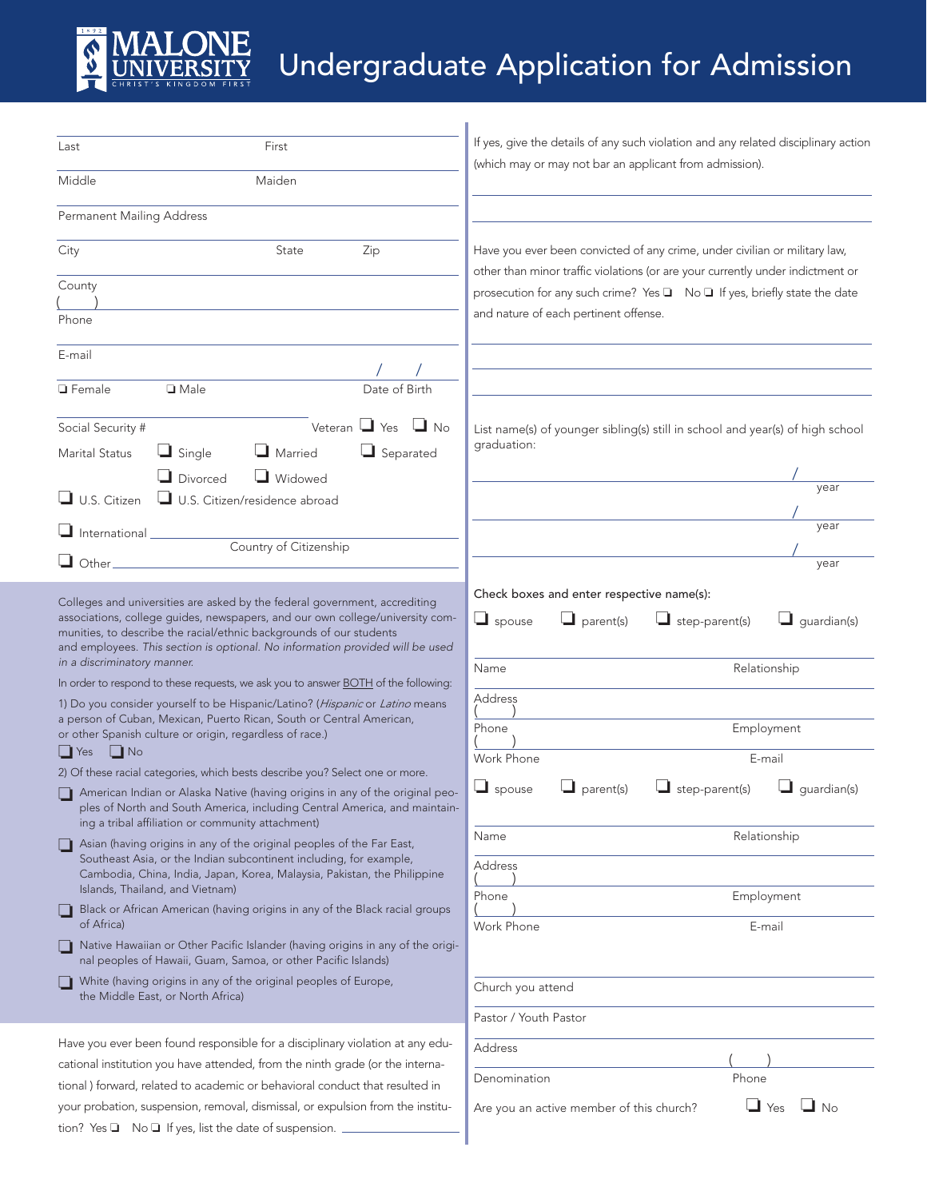# MALONE UNIVERSITY — Undergraduate Application for Admission

Last First

Middle Maiden

Permanent Mailing Address

City State Zip

County

( )
Phone

E-mail

❑ Female ❑ Male Date of Birth / /

Social Security # Veteran ❑ Yes ❑ No

Marital Status ❑ Single ❑ Married ❑ Separated ❑ Divorced ❑ Widowed

❑ U.S. Citizen ❑ U.S. Citizen/residence abroad

❑ International ______ Country of Citizenship

❑ Other ______

Colleges and universities are asked by the federal government, accrediting associations, college guides, newspapers, and our own college/university communities, to describe the racial/ethnic backgrounds of our students and employees. *This section is optional. No information provided will be used in a discriminatory manner.*

In order to respond to these requests, we ask you to answer BOTH of the following:

1) Do you consider yourself to be Hispanic/Latino? (*Hispanic* or *Latino* means a person of Cuban, Mexican, Puerto Rican, South or Central American, or other Spanish culture or origin, regardless of race.)

❑ Yes ❑ No

2) Of these racial categories, which bests describe you? Select one or more.

- ❑ American Indian or Alaska Native (having origins in any of the original peoples of North and South America, including Central America, and maintaining a tribal affiliation or community attachment)
- ❑ Asian (having origins in any of the original peoples of the Far East, Southeast Asia, or the Indian subcontinent including, for example, Cambodia, China, India, Japan, Korea, Malaysia, Pakistan, the Philippine Islands, Thailand, and Vietnam)
- ❑ Black or African American (having origins in any of the Black racial groups of Africa)
- ❑ Native Hawaiian or Other Pacific Islander (having origins in any of the original peoples of Hawaii, Guam, Samoa, or other Pacific Islands)
- ❑ White (having origins in any of the original peoples of Europe, the Middle East, or North Africa)

Have you ever been found responsible for a disciplinary violation at any educational institution you have attended, from the ninth grade (or the international ) forward, related to academic or behavioral conduct that resulted in your probation, suspension, removal, dismissal, or expulsion from the institution? Yes ❑ No ❑ If yes, list the date of suspension. ______

If yes, give the details of any such violation and any related disciplinary action (which may or may not bar an applicant from admission).

Have you ever been convicted of any crime, under civilian or military law, other than minor traffic violations (or are your currently under indictment or prosecution for any such crime? Yes ❑ No ❑ If yes, briefly state the date and nature of each pertinent offense.

List name(s) of younger sibling(s) still in school and year(s) of high school graduation:

______ / year

______ / year

______ / year

Check boxes and enter respective name(s):

❑ spouse ❑ parent(s) ❑ step-parent(s) ❑ guardian(s)

Name Relationship

Address

( )
Phone Employment

( )
Work Phone E-mail

❑ spouse ❑ parent(s) ❑ step-parent(s) ❑ guardian(s)

Name Relationship

Address

( )
Phone Employment

( )
Work Phone E-mail

Church you attend

Pastor / Youth Pastor

Address

Denomination ( ) Phone

Are you an active member of this church? ❑ Yes ❑ No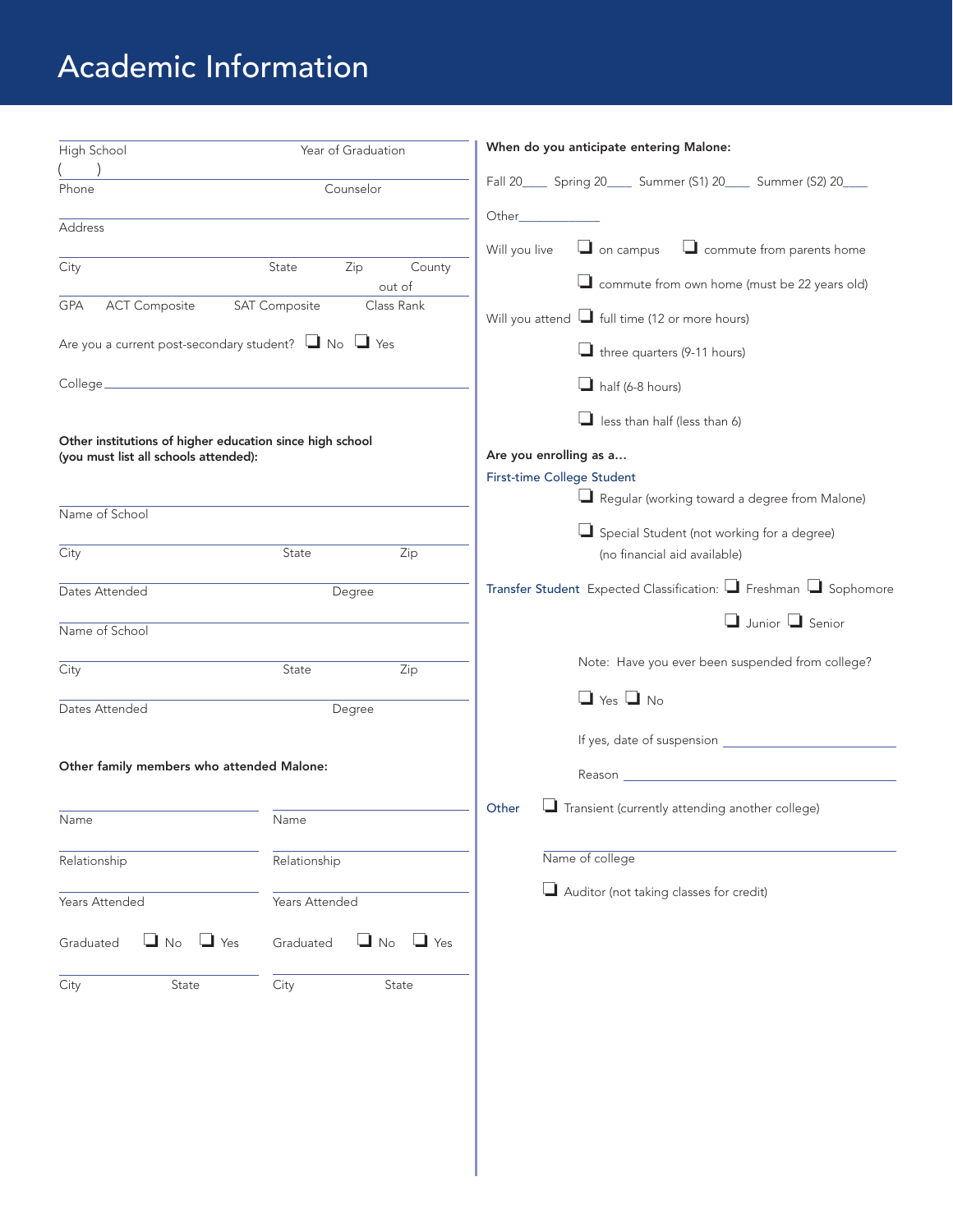# Academic Information

High School ____________________ Year of Graduation ____________

( ) ____________________

Phone ____________________ Counselor ____________________

____________________

Address

____________________

City ____________ State ______ Zip ______ County ______

____________________ out of

GPA ______ ACT Composite ______ SAT Composite ______ Class Rank ______

Are you a current post-secondary student? ❑ No ❑ Yes

College ____________________

**Other institutions of higher education since high school (you must list all schools attended):**

____________________

Name of School

____________________

City ____________ State ______ Zip ______

____________________

Dates Attended ____________ Degree ____________

____________________

Name of School

____________________

City ____________ State ______ Zip ______

____________________

Dates Attended ____________ Degree ____________

**Other family members who attended Malone:**

| | |
|---|---|
| Name | Name |
| Relationship | Relationship |
| Years Attended | Years Attended |
| Graduated ❑ No ❑ Yes | Graduated ❑ No ❑ Yes |
| City State | City State |

**When do you anticipate entering Malone:**

Fall 20____ Spring 20____ Summer (S1) 20____ Summer (S2) 20____

Other____________

Will you live ❑ on campus ❑ commute from parents home

❑ commute from own home (must be 22 years old)

Will you attend ❑ full time (12 or more hours)

❑ three quarters (9-11 hours)

❑ half (6-8 hours)

❑ less than half (less than 6)

**Are you enrolling as a…**

First-time College Student

❑ Regular (working toward a degree from Malone)

❑ Special Student (not working for a degree) (no financial aid available)

Transfer Student Expected Classification: ❑ Freshman ❑ Sophomore ❑ Junior ❑ Senior

Note: Have you ever been suspended from college?

❑ Yes ❑ No

If yes, date of suspension ____________________

Reason ____________________

Other ❑ Transient (currently attending another college)

____________________

Name of college

❑ Auditor (not taking classes for credit)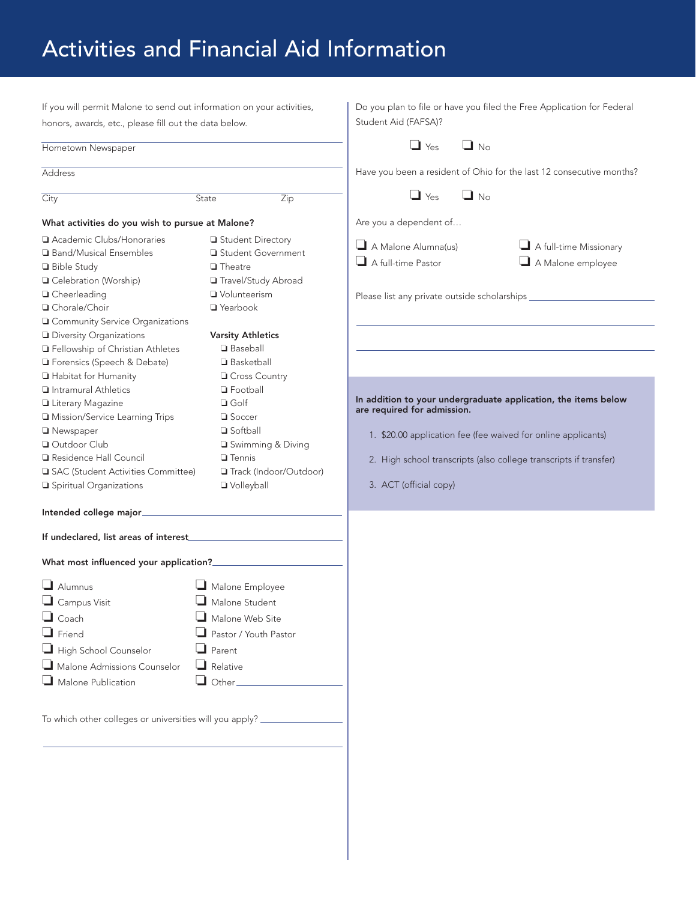# Activities and Financial Aid Information

If you will permit Malone to send out information on your activities, honors, awards, etc., please fill out the data below.

Hometown Newspaper

Address

City State Zip

**What activities do you wish to pursue at Malone?**

- ❑ Academic Clubs/Honoraries
- ❑ Band/Musical Ensembles
- ❑ Bible Study
- ❑ Celebration (Worship)
- ❑ Cheerleading
- ❑ Chorale/Choir
- ❑ Community Service Organizations
- ❑ Diversity Organizations
- ❑ Fellowship of Christian Athletes
- ❑ Forensics (Speech & Debate)
- ❑ Habitat for Humanity
- ❑ Intramural Athletics
- ❑ Literary Magazine
- ❑ Mission/Service Learning Trips
- ❑ Newspaper
- ❑ Outdoor Club
- ❑ Residence Hall Council
- ❑ SAC (Student Activities Committee)
- ❑ Spiritual Organizations
- ❑ Student Directory
- ❑ Student Government
- ❑ Theatre
- ❑ Travel/Study Abroad
- ❑ Volunteerism
- ❑ Yearbook

**Varsity Athletics**

- ❑ Baseball
- ❑ Basketball
- ❑ Cross Country
- ❑ Football
- ❑ Golf
- ❑ Soccer
- ❑ Softball
- ❑ Swimming & Diving
- ❑ Tennis
- ❑ Track (Indoor/Outdoor)
- ❑ Volleyball

**Intended college major**\_\_\_\_\_\_\_\_\_\_\_\_\_\_\_\_\_\_\_\_\_\_\_\_

**If undeclared, list areas of interest**\_\_\_\_\_\_\_\_\_\_\_\_\_\_\_\_\_\_\_\_\_\_\_\_

**What most influenced your application?**\_\_\_\_\_\_\_\_\_\_\_\_\_\_\_\_\_\_\_\_\_\_\_\_

- ❑ Alumnus
- ❑ Campus Visit
- ❑ Coach
- ❑ Friend
- ❑ High School Counselor
- ❑ Malone Admissions Counselor
- ❑ Malone Publication
- ❑ Malone Employee
- ❑ Malone Student
- ❑ Malone Web Site
- ❑ Pastor / Youth Pastor
- ❑ Parent
- ❑ Relative
- ❑ Other\_\_\_\_\_\_\_\_\_\_\_\_\_\_\_\_\_\_\_\_

To which other colleges or universities will you apply? \_\_\_\_\_\_\_\_\_\_\_\_\_\_\_\_\_\_\_\_\_\_\_\_

Do you plan to file or have you filed the Free Application for Federal Student Aid (FAFSA)?

❑ Yes ❑ No

Have you been a resident of Ohio for the last 12 consecutive months?

❑ Yes ❑ No

Are you a dependent of…

- ❑ A Malone Alumna(us)
- ❑ A full-time Pastor
- ❑ A full-time Missionary
- ❑ A Malone employee

Please list any private outside scholarships \_\_\_\_\_\_\_\_\_\_\_\_\_\_\_\_\_\_\_\_\_\_\_\_

**In addition to your undergraduate application, the items below are required for admission.**

1. $20.00 application fee (fee waived for online applicants)
2. High school transcripts (also college transcripts if transfer)
3. ACT (official copy)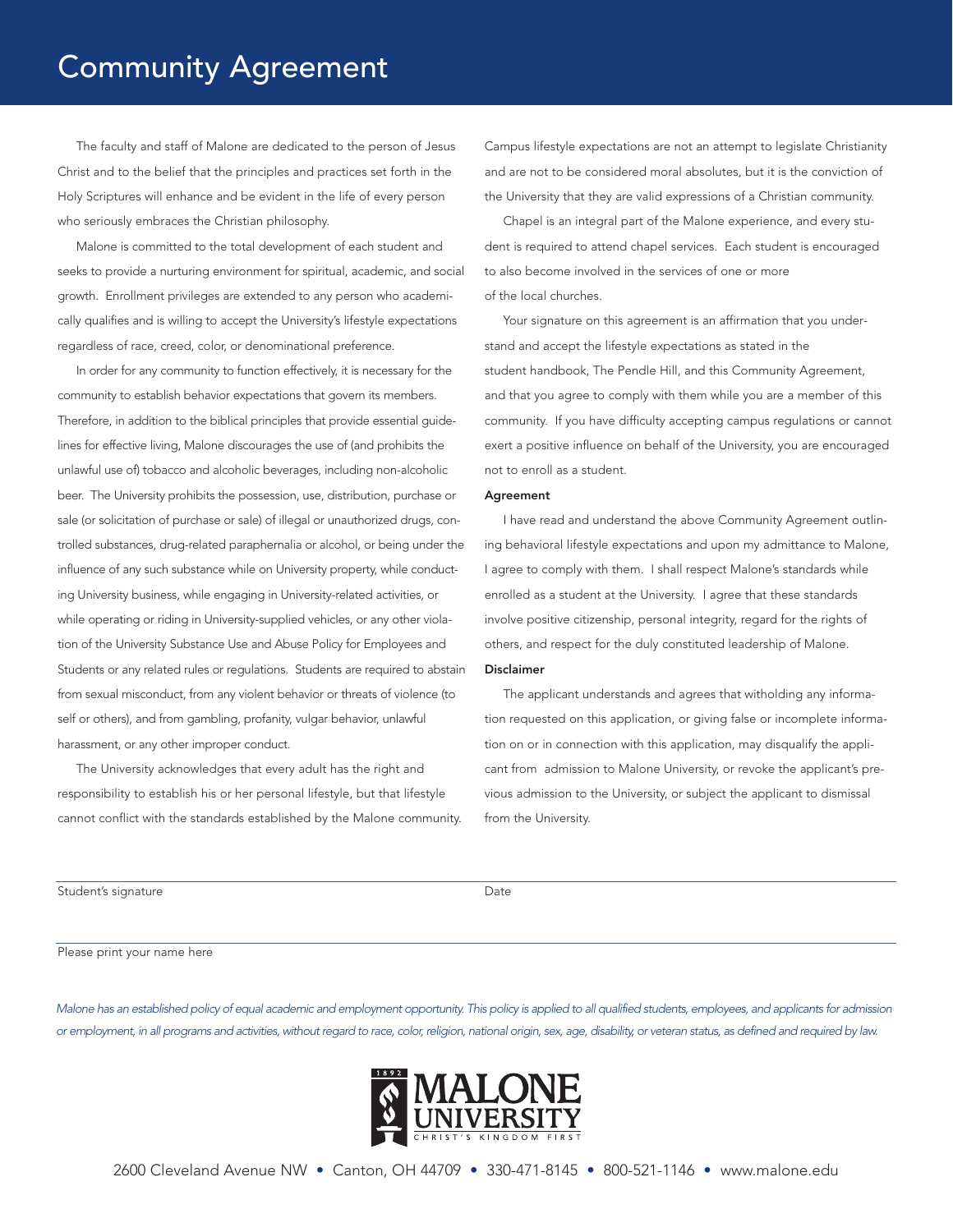# Community Agreement

The faculty and staff of Malone are dedicated to the person of Jesus Christ and to the belief that the principles and practices set forth in the Holy Scriptures will enhance and be evident in the life of every person who seriously embraces the Christian philosophy.

Malone is committed to the total development of each student and seeks to provide a nurturing environment for spiritual, academic, and social growth. Enrollment privileges are extended to any person who academically qualifies and is willing to accept the University's lifestyle expectations regardless of race, creed, color, or denominational preference.

In order for any community to function effectively, it is necessary for the community to establish behavior expectations that govern its members. Therefore, in addition to the biblical principles that provide essential guidelines for effective living, Malone discourages the use of (and prohibits the unlawful use of) tobacco and alcoholic beverages, including non-alcoholic beer. The University prohibits the possession, use, distribution, purchase or sale (or solicitation of purchase or sale) of illegal or unauthorized drugs, controlled substances, drug-related paraphernalia or alcohol, or being under the influence of any such substance while on University property, while conducting University business, while engaging in University-related activities, or while operating or riding in University-supplied vehicles, or any other violation of the University Substance Use and Abuse Policy for Employees and Students or any related rules or regulations. Students are required to abstain from sexual misconduct, from any violent behavior or threats of violence (to self or others), and from gambling, profanity, vulgar behavior, unlawful harassment, or any other improper conduct.

The University acknowledges that every adult has the right and responsibility to establish his or her personal lifestyle, but that lifestyle cannot conflict with the standards established by the Malone community. Campus lifestyle expectations are not an attempt to legislate Christianity and are not to be considered moral absolutes, but it is the conviction of the University that they are valid expressions of a Christian community.

Chapel is an integral part of the Malone experience, and every student is required to attend chapel services. Each student is encouraged to also become involved in the services of one or more of the local churches.

Your signature on this agreement is an affirmation that you understand and accept the lifestyle expectations as stated in the student handbook, The Pendle Hill, and this Community Agreement, and that you agree to comply with them while you are a member of this community. If you have difficulty accepting campus regulations or cannot exert a positive influence on behalf of the University, you are encouraged not to enroll as a student.

**Agreement**

I have read and understand the above Community Agreement outlining behavioral lifestyle expectations and upon my admittance to Malone, I agree to comply with them. I shall respect Malone's standards while enrolled as a student at the University. I agree that these standards involve positive citizenship, personal integrity, regard for the rights of others, and respect for the duly constituted leadership of Malone.

**Disclaimer**

The applicant understands and agrees that witholding any information requested on this application, or giving false or incomplete information on or in connection with this application, may disqualify the applicant from admission to Malone University, or revoke the applicant's previous admission to the University, or subject the applicant to dismissal from the University.

Student's signature &emsp;&emsp;&emsp;&emsp;&emsp;&emsp; Date

Please print your name here

*Malone has an established policy of equal academic and employment opportunity. This policy is applied to all qualified students, employees, and applicants for admission or employment, in all programs and activities, without regard to race, color, religion, national origin, sex, age, disability, or veteran status, as defined and required by law.*

1892 MALONE UNIVERSITY
CHRIST'S KINGDOM FIRST

2600 Cleveland Avenue NW • Canton, OH 44709 • 330-471-8145 • 800-521-1146 • www.malone.edu